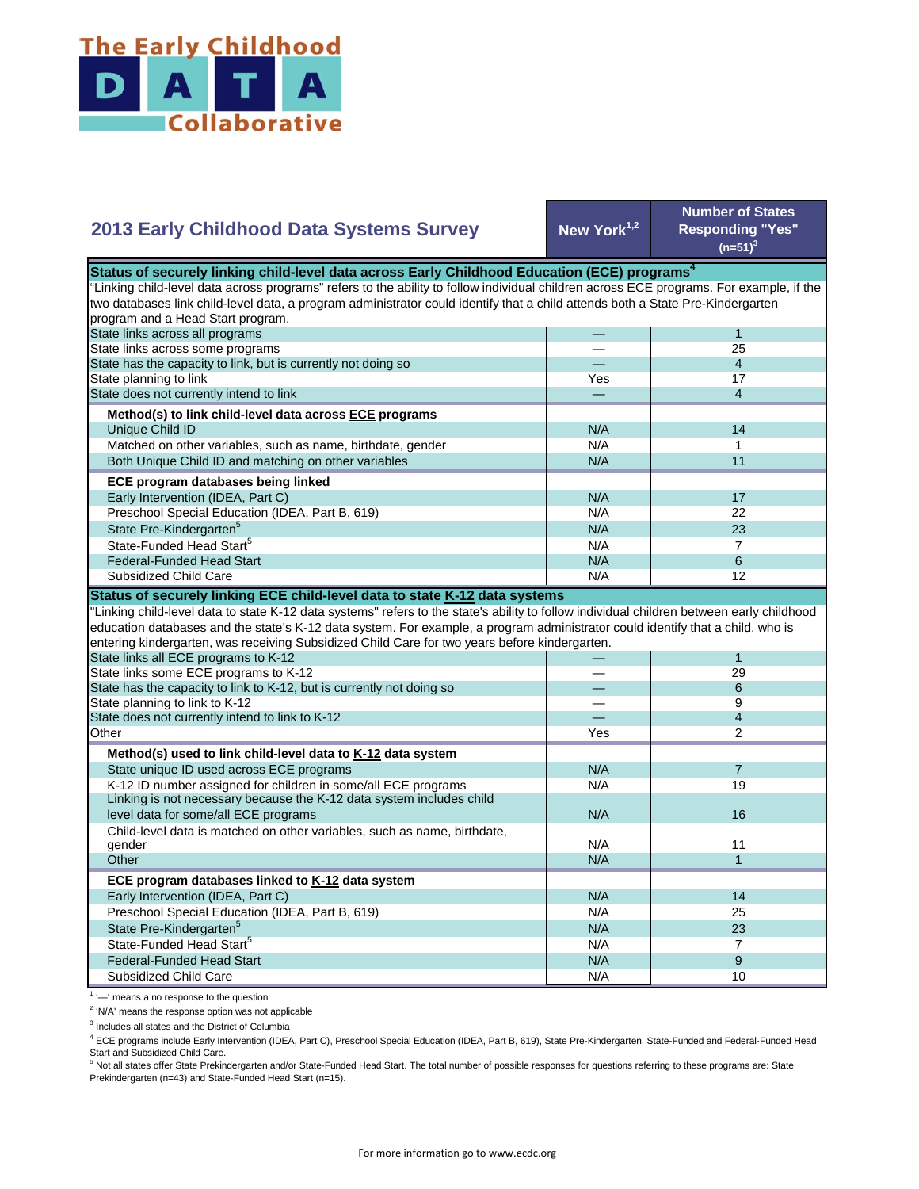# The Early Childhood DATA Collaborative

| 2013 Early Childhood Data Systems Survey | New York[1,2] | Number of States Responding "Yes" (n=51)[3] |
|---|---|---|
| **Status of securely linking child-level data across Early Childhood Education (ECE) programs[4]** | | |
| "Linking child-level data across programs" refers to the ability to follow individual children across ECE programs. For example, if the two databases link child-level data, a program administrator could identify that a child attends both a State Pre-Kindergarten program and a Head Start program. | | |
| State links across all programs | — | 1 |
| State links across some programs | — | 25 |
| State has the capacity to link, but is currently not doing so | — | 4 |
| State planning to link | Yes | 17 |
| State does not currently intend to link | — | 4 |
| **Method(s) to link child-level data across ECE programs** | | |
| Unique Child ID | N/A | 14 |
| Matched on other variables, such as name, birthdate, gender | N/A | 1 |
| Both Unique Child ID and matching on other variables | N/A | 11 |
| **ECE program databases being linked** | | |
| Early Intervention (IDEA, Part C) | N/A | 17 |
| Preschool Special Education (IDEA, Part B, 619) | N/A | 22 |
| State Pre-Kindergarten[5] | N/A | 23 |
| State-Funded Head Start[5] | N/A | 7 |
| Federal-Funded Head Start | N/A | 6 |
| Subsidized Child Care | N/A | 12 |
| **Status of securely linking ECE child-level data to state K-12 data systems** | | |
| "Linking child-level data to state K-12 data systems" refers to the state's ability to follow individual children between early childhood education databases and the state's K-12 data system. For example, a program administrator could identify that a child, who is entering kindergarten, was receiving Subsidized Child Care for two years before kindergarten. | | |
| State links all ECE programs to K-12 | — | 1 |
| State links some ECE programs to K-12 | — | 29 |
| State has the capacity to link to K-12, but is currently not doing so | — | 6 |
| State planning to link to K-12 | — | 9 |
| State does not currently intend to link to K-12 | — | 4 |
| Other | Yes | 2 |
| **Method(s) used to link child-level data to K-12 data system** | | |
| State unique ID used across ECE programs | N/A | 7 |
| K-12 ID number assigned for children in some/all ECE programs | N/A | 19 |
| Linking is not necessary because the K-12 data system includes child level data for some/all ECE programs | N/A | 16 |
| Child-level data is matched on other variables, such as name, birthdate, gender | N/A | 11 |
| Other | N/A | 1 |
| **ECE program databases linked to K-12 data system** | | |
| Early Intervention (IDEA, Part C) | N/A | 14 |
| Preschool Special Education (IDEA, Part B, 619) | N/A | 25 |
| State Pre-Kindergarten[5] | N/A | 23 |
| State-Funded Head Start[5] | N/A | 7 |
| Federal-Funded Head Start | N/A | 9 |
| Subsidized Child Care | N/A | 10 |

[1] '—' means a no response to the question

[2] 'N/A' means the response option was not applicable

[3] Includes all states and the District of Columbia

[4] ECE programs include Early Intervention (IDEA, Part C), Preschool Special Education (IDEA, Part B, 619), State Pre-Kindergarten, State-Funded and Federal-Funded Head Start and Subsidized Child Care.

[5] Not all states offer State Prekindergarten and/or State-Funded Head Start. The total number of possible responses for questions referring to these programs are: State Prekindergarten (n=43) and State-Funded Head Start (n=15).

For more information go to www.ecdc.org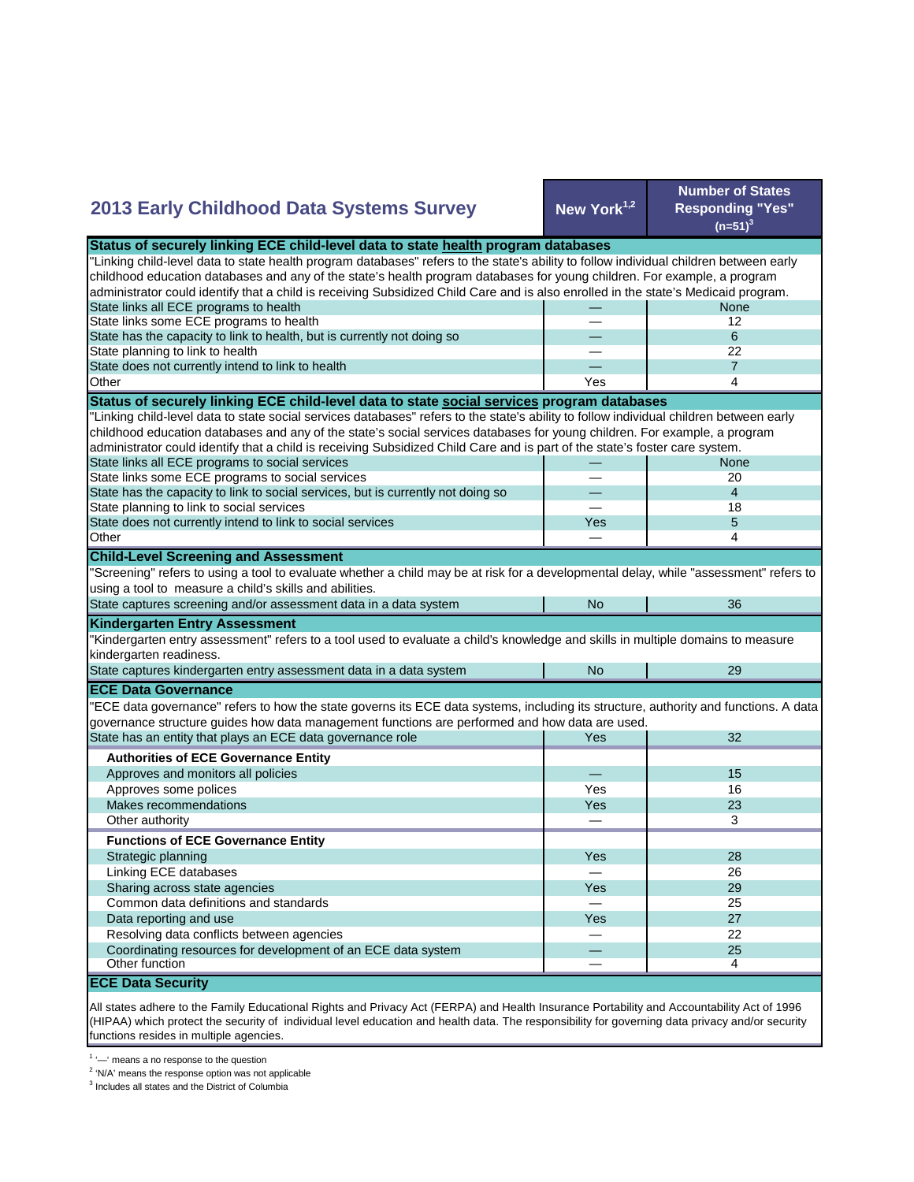| 2013 Early Childhood Data Systems Survey | New York[1,2] | Number of States Responding "Yes" (n=51)[3] |
| --- | --- | --- |
| **Status of securely linking ECE child-level data to state health program databases** | | |
| "Linking child-level data to state health program databases" refers to the state's ability to follow individual children between early childhood education databases and any of the state's health program databases for young children. For example, a program administrator could identify that a child is receiving Subsidized Child Care and is also enrolled in the state's Medicaid program. | | |
| State links all ECE programs to health | — | None |
| State links some ECE programs to health | — | 12 |
| State has the capacity to link to health, but is currently not doing so | — | 6 |
| State planning to link to health | — | 22 |
| State does not currently intend to link to health | — | 7 |
| Other | Yes | 4 |
| **Status of securely linking ECE child-level data to state social services program databases** | | |
| "Linking child-level data to state social services databases" refers to the state's ability to follow individual children between early childhood education databases and any of the state's social services databases for young children. For example, a program administrator could identify that a child is receiving Subsidized Child Care and is part of the state's foster care system. | | |
| State links all ECE programs to social services | — | None |
| State links some ECE programs to social services | — | 20 |
| State has the capacity to link to social services, but is currently not doing so | — | 4 |
| State planning to link to social services | — | 18 |
| State does not currently intend to link to social services | Yes | 5 |
| Other | — | 4 |
| **Child-Level Screening and Assessment** | | |
| "Screening" refers to using a tool to evaluate whether a child may be at risk for a developmental delay, while "assessment" refers to using a tool to measure a child's skills and abilities. | | |
| State captures screening and/or assessment data in a data system | No | 36 |
| **Kindergarten Entry Assessment** | | |
| "Kindergarten entry assessment" refers to a tool used to evaluate a child's knowledge and skills in multiple domains to measure kindergarten readiness. | | |
| State captures kindergarten entry assessment data in a data system | No | 29 |
| **ECE Data Governance** | | |
| "ECE data governance" refers to how the state governs its ECE data systems, including its structure, authority and functions. A data governance structure guides how data management functions are performed and how data are used. | | |
| State has an entity that plays an ECE data governance role | Yes | 32 |
| **Authorities of ECE Governance Entity** | | |
| Approves and monitors all policies | — | 15 |
| Approves some polices | Yes | 16 |
| Makes recommendations | Yes | 23 |
| Other authority | — | 3 |
| **Functions of ECE Governance Entity** | | |
| Strategic planning | Yes | 28 |
| Linking ECE databases | — | 26 |
| Sharing across state agencies | Yes | 29 |
| Common data definitions and standards | — | 25 |
| Data reporting and use | Yes | 27 |
| Resolving data conflicts between agencies | — | 22 |
| Coordinating resources for development of an ECE data system | — | 25 |
| Other function | — | 4 |
| **ECE Data Security** | | |
| All states adhere to the Family Educational Rights and Privacy Act (FERPA) and Health Insurance Portability and Accountability Act of 1996 (HIPAA) which protect the security of individual level education and health data. The responsibility for governing data privacy and/or security functions resides in multiple agencies. | | |

[1] '—' means a no response to the question

[2] 'N/A' means the response option was not applicable

[3] Includes all states and the District of Columbia